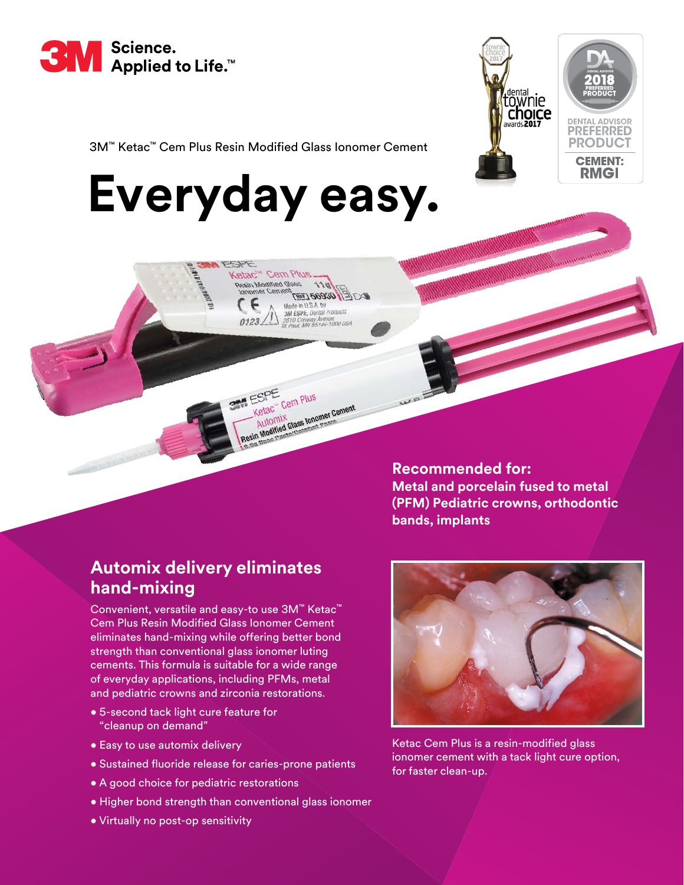3M Science. Applied to Life.™

3M™ Ketac™ Cem Plus Resin Modified Glass Ionomer Cement

# Everyday easy.

**Recommended for:**
**Metal and porcelain fused to metal (PFM) Pediatric crowns, orthodontic bands, implants**

## Automix delivery eliminates hand-mixing

Convenient, versatile and easy-to use 3M™ Ketac™ Cem Plus Resin Modified Glass Ionomer Cement eliminates hand-mixing while offering better bond strength than conventional glass ionomer luting cements. This formula is suitable for a wide range of everyday applications, including PFMs, metal and pediatric crowns and zirconia restorations.

- 5-second tack light cure feature for "cleanup on demand"
- Easy to use automix delivery
- Sustained fluoride release for caries-prone patients
- A good choice for pediatric restorations
- Higher bond strength than conventional glass ionomer
- Virtually no post-op sensitivity

Ketac Cem Plus is a resin-modified glass ionomer cement with a tack light cure option, for faster clean-up.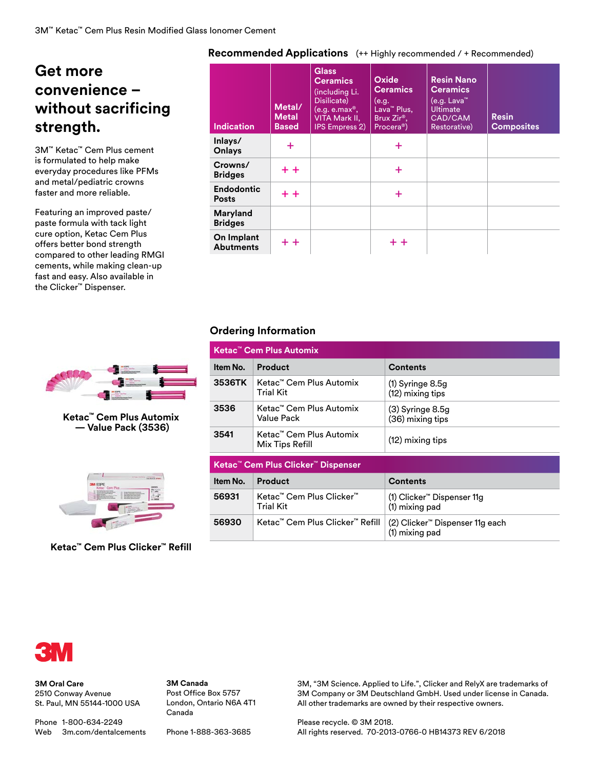## Get more convenience – without sacrificing strength.

3M™ Ketac™ Cem Plus cement is formulated to help make everyday procedures like PFMs and metal/pediatric crowns faster and more reliable.

Featuring an improved paste/paste formula with tack light cure option, Ketac Cem Plus offers better bond strength compared to other leading RMGI cements, while making clean-up fast and easy. Also available in the Clicker™ Dispenser.

### Recommended Applications (++ Highly recommended / + Recommended)

| Indication | Metal/ Metal Based | Glass Ceramics (including Li. Disilicate) (e.g. e.max®, VITA Mark II, IPS Empress 2) | Oxide Ceramics (e.g. Lava™ Plus, Brux Zir®, Procera®) | Resin Nano Ceramics (e.g. Lava™ Ultimate CAD/CAM Restorative) | Resin Composites |
|---|---|---|---|---|---|
| Inlays/ Onlays | + | | + | | |
| Crowns/ Bridges | + + | | + | | |
| Endodontic Posts | + + | | + | | |
| Maryland Bridges | | | | | |
| On Implant Abutments | + + | | + + | | |

### Ordering Information

| Ketac™ Cem Plus Automix | | |
|---|---|---|
| **Item No.** | **Product** | **Contents** |
| 3536TK | Ketac™ Cem Plus Automix Trial Kit | (1) Syringe 8.5g<br>(12) mixing tips |
| 3536 | Ketac™ Cem Plus Automix Value Pack | (3) Syringe 8.5g<br>(36) mixing tips |
| 3541 | Ketac™ Cem Plus Automix Mix Tips Refill | (12) mixing tips |

| Ketac™ Cem Plus Clicker™ Dispenser | | |
|---|---|---|
| **Item No.** | **Product** | **Contents** |
| 56931 | Ketac™ Cem Plus Clicker™ Trial Kit | (1) Clicker™ Dispenser 11g<br>(1) mixing pad |
| 56930 | Ketac™ Cem Plus Clicker™ Refill | (2) Clicker™ Dispenser 11g each<br>(1) mixing pad |

**Ketac™ Cem Plus Automix — Value Pack (3536)**

**Ketac™ Cem Plus Clicker™ Refill**

**3M Oral Care**
2510 Conway Avenue
St. Paul, MN 55144-1000 USA

Phone 1-800-634-2249
Web 3m.com/dentalcements

**3M Canada**
Post Office Box 5757
London, Ontario N6A 4T1
Canada

Phone 1-888-363-3685

3M, "3M Science. Applied to Life.", Clicker and RelyX are trademarks of 3M Company or 3M Deutschland GmbH. Used under license in Canada. All other trademarks are owned by their respective owners.

Please recycle. © 3M 2018.
All rights reserved. 70-2013-0766-0 HB14373 REV 6/2018